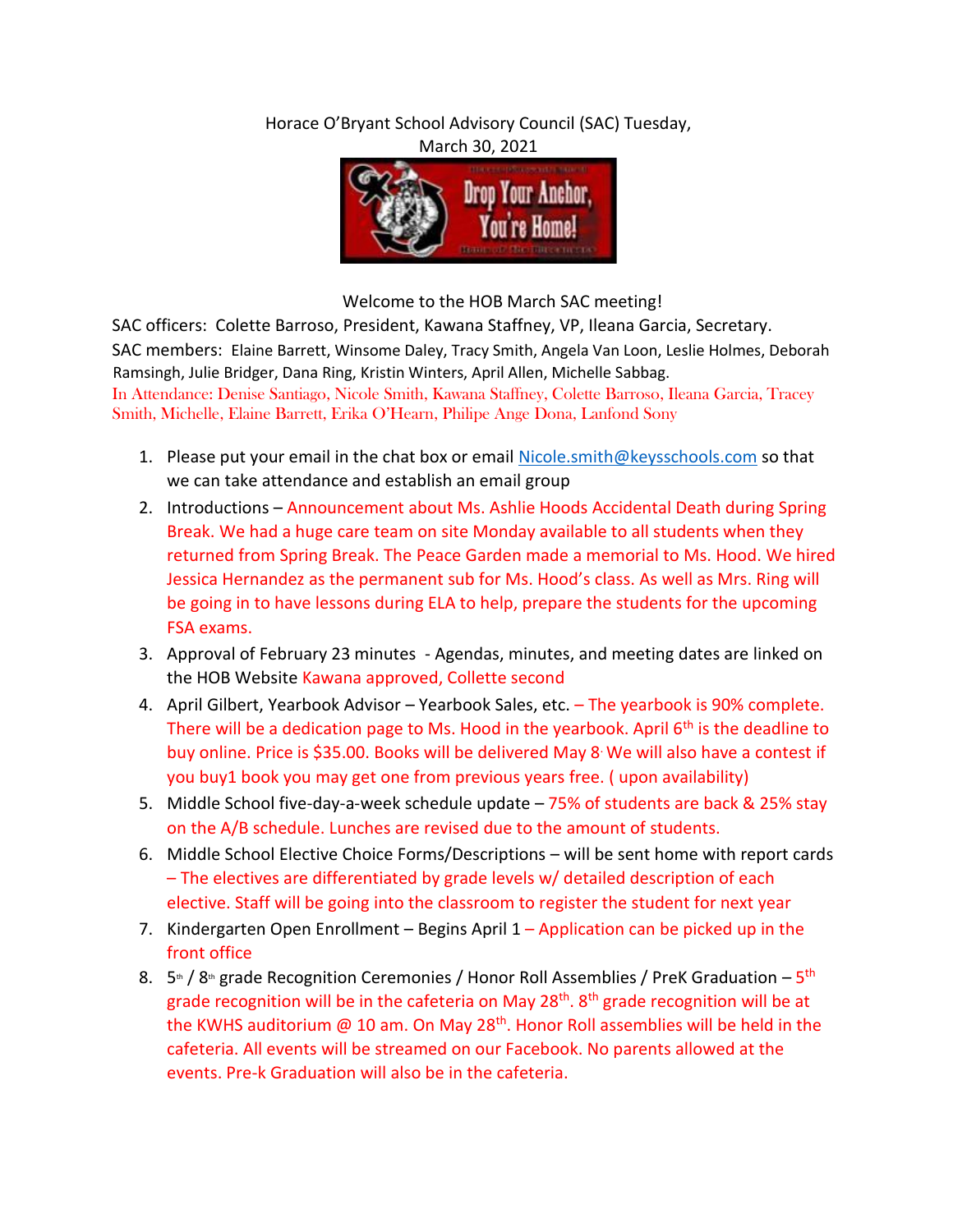Horace O'Bryant School Advisory Council (SAC) Tuesday, March 30, 2021

Welcome to the HOB March SAC meeting!

SAC officers: Colette Barroso, President, Kawana Staffney, VP, Ileana Garcia, Secretary.

SAC members: Elaine Barrett, Winsome Daley, Tracy Smith, Angela Van Loon, Leslie Holmes, Deborah Ramsingh, Julie Bridger, Dana Ring, Kristin Winters, April Allen, Michelle Sabbag.

In Attendance: Denise Santiago, Nicole Smith, Kawana Staffney, Colette Barroso, Ileana Garcia, Tracey Smith, Michelle, Elaine Barrett, Erika O'Hearn, Philipe Ange Dona, Lanfond Sony

1. Please put your email in the chat box or email Nicole.smith@keysschools.com so that we can take attendance and establish an email group
2. Introductions – Announcement about Ms. Ashlie Hoods Accidental Death during Spring Break. We had a huge care team on site Monday available to all students when they returned from Spring Break. The Peace Garden made a memorial to Ms. Hood. We hired Jessica Hernandez as the permanent sub for Ms. Hood's class. As well as Mrs. Ring will be going in to have lessons during ELA to help, prepare the students for the upcoming FSA exams.
3. Approval of February 23 minutes - Agendas, minutes, and meeting dates are linked on the HOB Website Kawana approved, Collette second
4. April Gilbert, Yearbook Advisor – Yearbook Sales, etc. – The yearbook is 90% complete. There will be a dedication page to Ms. Hood in the yearbook. April 6th is the deadline to buy online. Price is $35.00. Books will be delivered May 8. We will also have a contest if you buy1 book you may get one from previous years free. ( upon availability)
5. Middle School five-day-a-week schedule update – 75% of students are back & 25% stay on the A/B schedule. Lunches are revised due to the amount of students.
6. Middle School Elective Choice Forms/Descriptions – will be sent home with report cards – The electives are differentiated by grade levels w/ detailed description of each elective. Staff will be going into the classroom to register the student for next year
7. Kindergarten Open Enrollment – Begins April 1 – Application can be picked up in the front office
8. 5th / 8th grade Recognition Ceremonies / Honor Roll Assemblies / PreK Graduation – 5th grade recognition will be in the cafeteria on May 28th. 8th grade recognition will be at the KWHS auditorium @ 10 am. On May 28th. Honor Roll assemblies will be held in the cafeteria. All events will be streamed on our Facebook. No parents allowed at the events. Pre-k Graduation will also be in the cafeteria.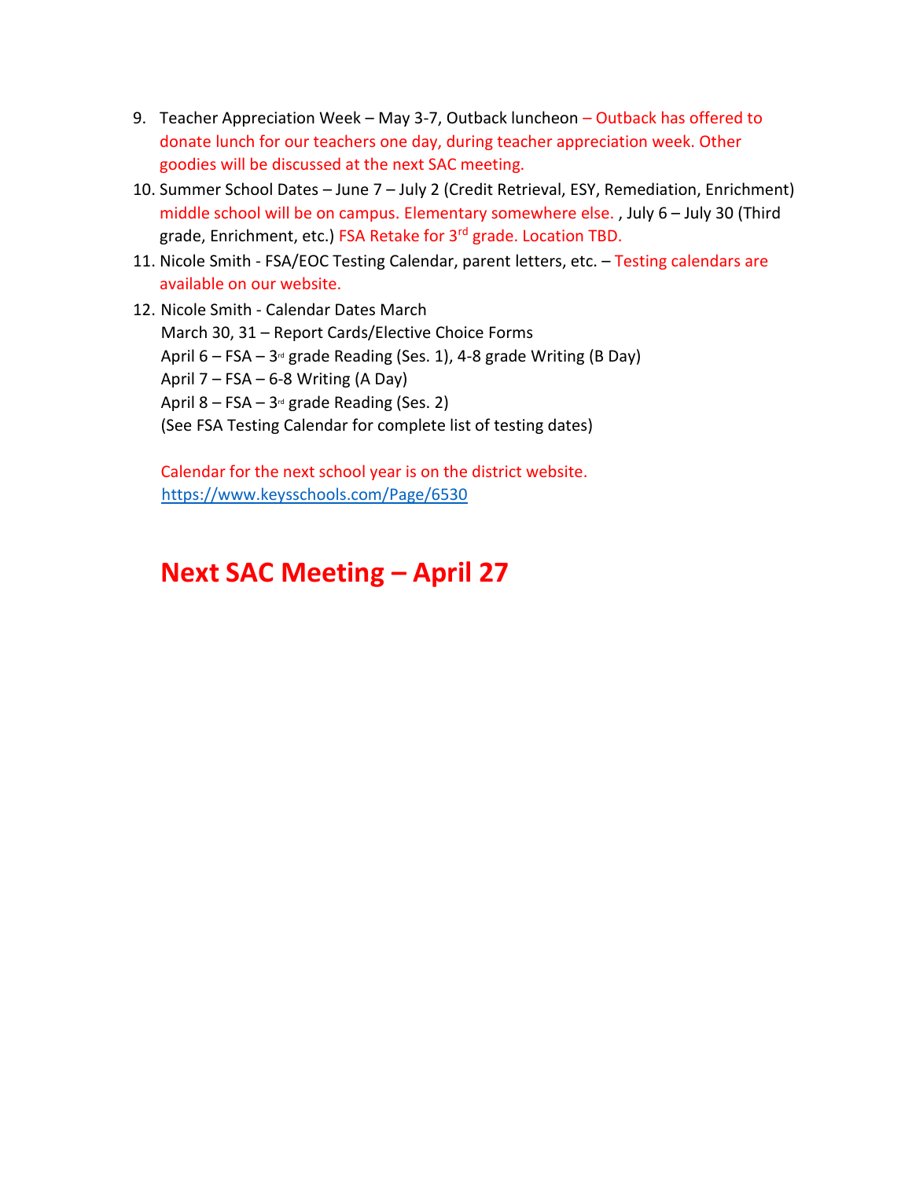9. Teacher Appreciation Week – May 3-7, Outback luncheon – Outback has offered to donate lunch for our teachers one day, during teacher appreciation week. Other goodies will be discussed at the next SAC meeting.
10. Summer School Dates – June 7 – July 2 (Credit Retrieval, ESY, Remediation, Enrichment) middle school will be on campus. Elementary somewhere else. , July 6 – July 30 (Third grade, Enrichment, etc.) FSA Retake for 3rd grade. Location TBD.
11. Nicole Smith - FSA/EOC Testing Calendar, parent letters, etc. – Testing calendars are available on our website.
12. Nicole Smith - Calendar Dates March
    March 30, 31 – Report Cards/Elective Choice Forms
    April 6 – FSA – 3rd grade Reading (Ses. 1), 4-8 grade Writing (B Day)
    April 7 – FSA – 6-8 Writing (A Day)
    April 8 – FSA – 3rd grade Reading (Ses. 2)
    (See FSA Testing Calendar for complete list of testing dates)

    Calendar for the next school year is on the district website.
    https://www.keysschools.com/Page/6530

## Next SAC Meeting – April 27